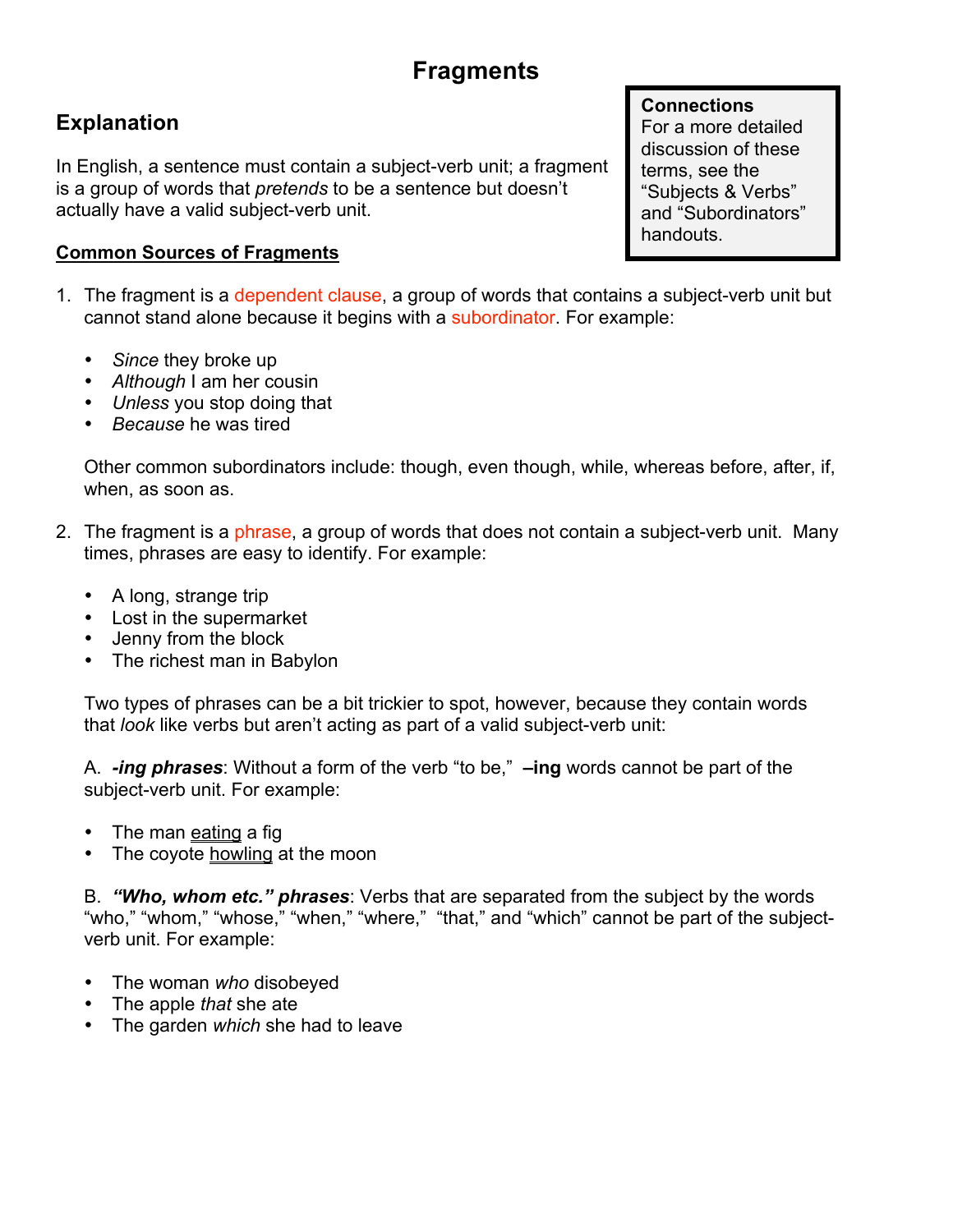# Fragments

**Connections**
For a more detailed discussion of these terms, see the "Subjects & Verbs" and "Subordinators" handouts.

## Explanation

In English, a sentence must contain a subject-verb unit; a fragment is a group of words that *pretends* to be a sentence but doesn't actually have a valid subject-verb unit.

**Common Sources of Fragments**

1. The fragment is a dependent clause, a group of words that contains a subject-verb unit but cannot stand alone because it begins with a subordinator. For example:

   - *Since* they broke up
   - *Although* I am her cousin
   - *Unless* you stop doing that
   - *Because* he was tired

   Other common subordinators include: though, even though, while, whereas before, after, if, when, as soon as.

2. The fragment is a phrase, a group of words that does not contain a subject-verb unit. Many times, phrases are easy to identify. For example:

   - A long, strange trip
   - Lost in the supermarket
   - Jenny from the block
   - The richest man in Babylon

   Two types of phrases can be a bit trickier to spot, however, because they contain words that *look* like verbs but aren't acting as part of a valid subject-verb unit:

   A. ***-ing phrases***: Without a form of the verb "to be," **–ing** words cannot be part of the subject-verb unit. For example:

   - The man eating a fig
   - The coyote howling at the moon

   B. ***"Who, whom etc." phrases***: Verbs that are separated from the subject by the words "who," "whom," "whose," "when," "where," "that," and "which" cannot be part of the subject-verb unit. For example:

   - The woman *who* disobeyed
   - The apple *that* she ate
   - The garden *which* she had to leave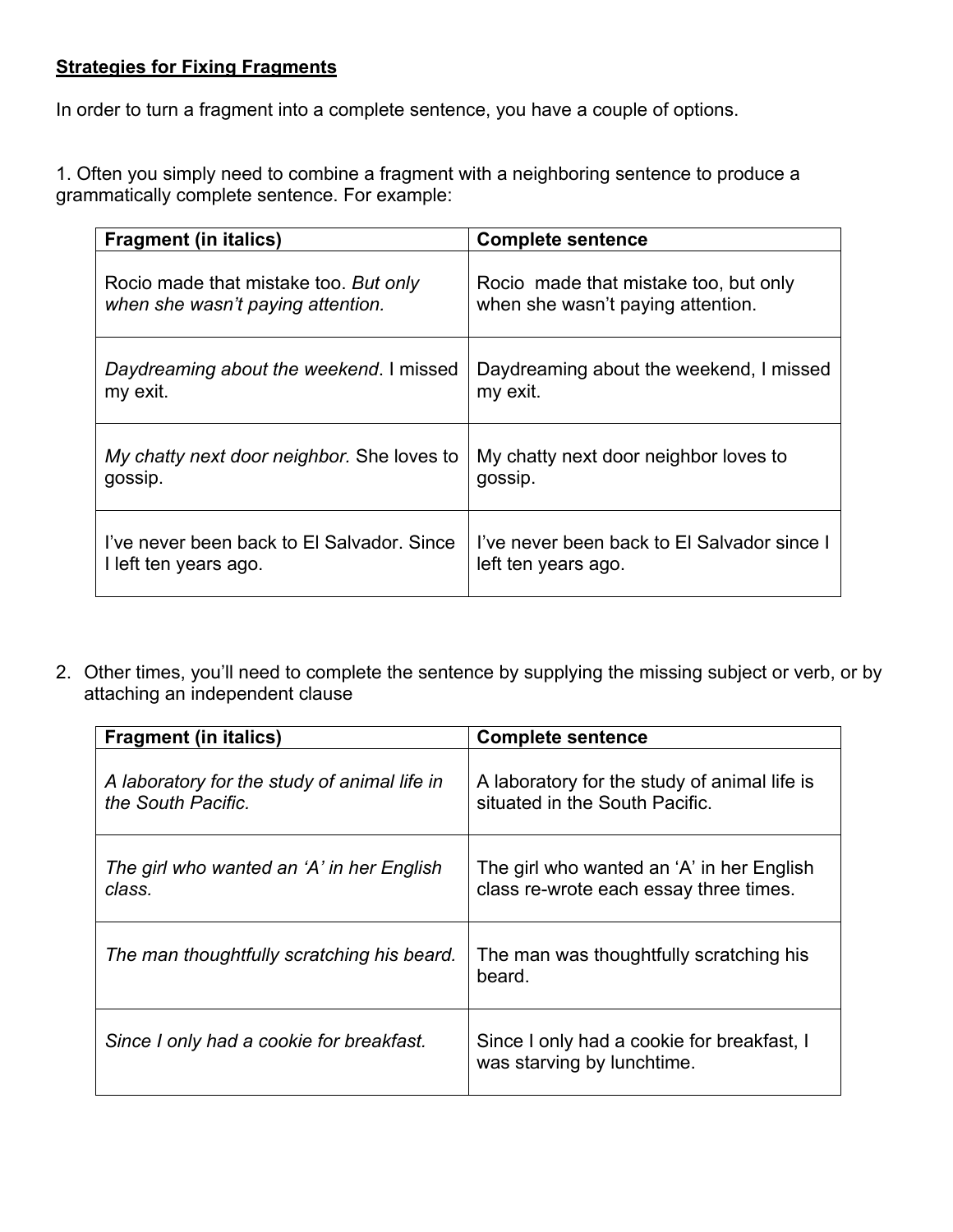**Strategies for Fixing Fragments**

In order to turn a fragment into a complete sentence, you have a couple of options.

1. Often you simply need to combine a fragment with a neighboring sentence to produce a grammatically complete sentence. For example:

| **Fragment (in italics)** | **Complete sentence** |
|---|---|
| Rocio made that mistake too. *But only when she wasn't paying attention.* | Rocio made that mistake too, but only when she wasn't paying attention. |
| *Daydreaming about the weekend*. I missed my exit. | Daydreaming about the weekend, I missed my exit. |
| *My chatty next door neighbor.* She loves to gossip. | My chatty next door neighbor loves to gossip. |
| I've never been back to El Salvador. Since I left ten years ago. | I've never been back to El Salvador since I left ten years ago. |

2. Other times, you'll need to complete the sentence by supplying the missing subject or verb, or by attaching an independent clause

| **Fragment (in italics)** | **Complete sentence** |
|---|---|
| *A laboratory for the study of animal life in the South Pacific.* | A laboratory for the study of animal life is situated in the South Pacific. |
| *The girl who wanted an 'A' in her English class.* | The girl who wanted an 'A' in her English class re-wrote each essay three times. |
| *The man thoughtfully scratching his beard.* | The man was thoughtfully scratching his beard. |
| *Since I only had a cookie for breakfast.* | Since I only had a cookie for breakfast, I was starving by lunchtime. |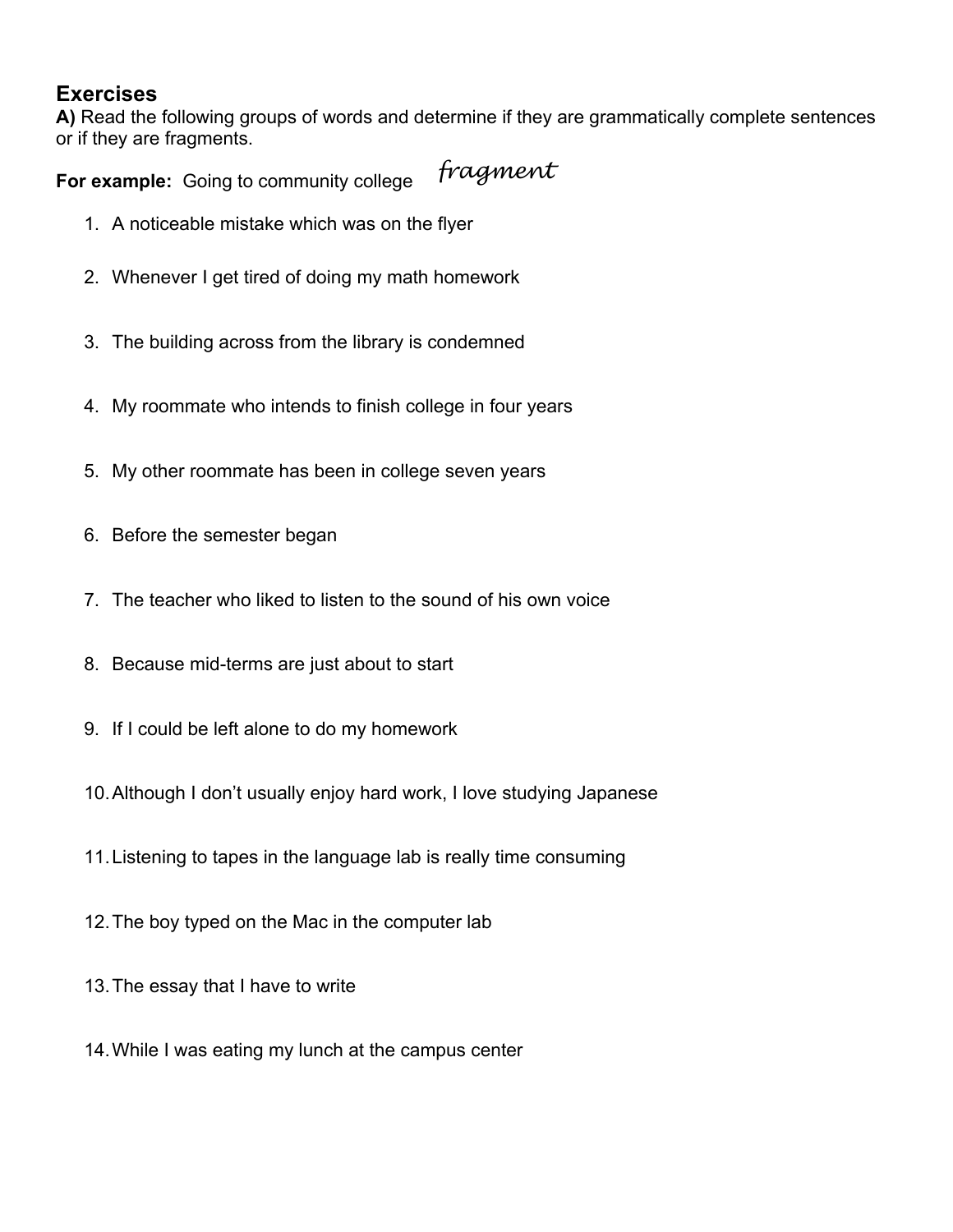## Exercises

**A)** Read the following groups of words and determine if they are grammatically complete sentences or if they are fragments.

**For example:** Going to community college *fragment*

1. A noticeable mistake which was on the flyer
2. Whenever I get tired of doing my math homework
3. The building across from the library is condemned
4. My roommate who intends to finish college in four years
5. My other roommate has been in college seven years
6. Before the semester began
7. The teacher who liked to listen to the sound of his own voice
8. Because mid-terms are just about to start
9. If I could be left alone to do my homework
10. Although I don't usually enjoy hard work, I love studying Japanese
11. Listening to tapes in the language lab is really time consuming
12. The boy typed on the Mac in the computer lab
13. The essay that I have to write
14. While I was eating my lunch at the campus center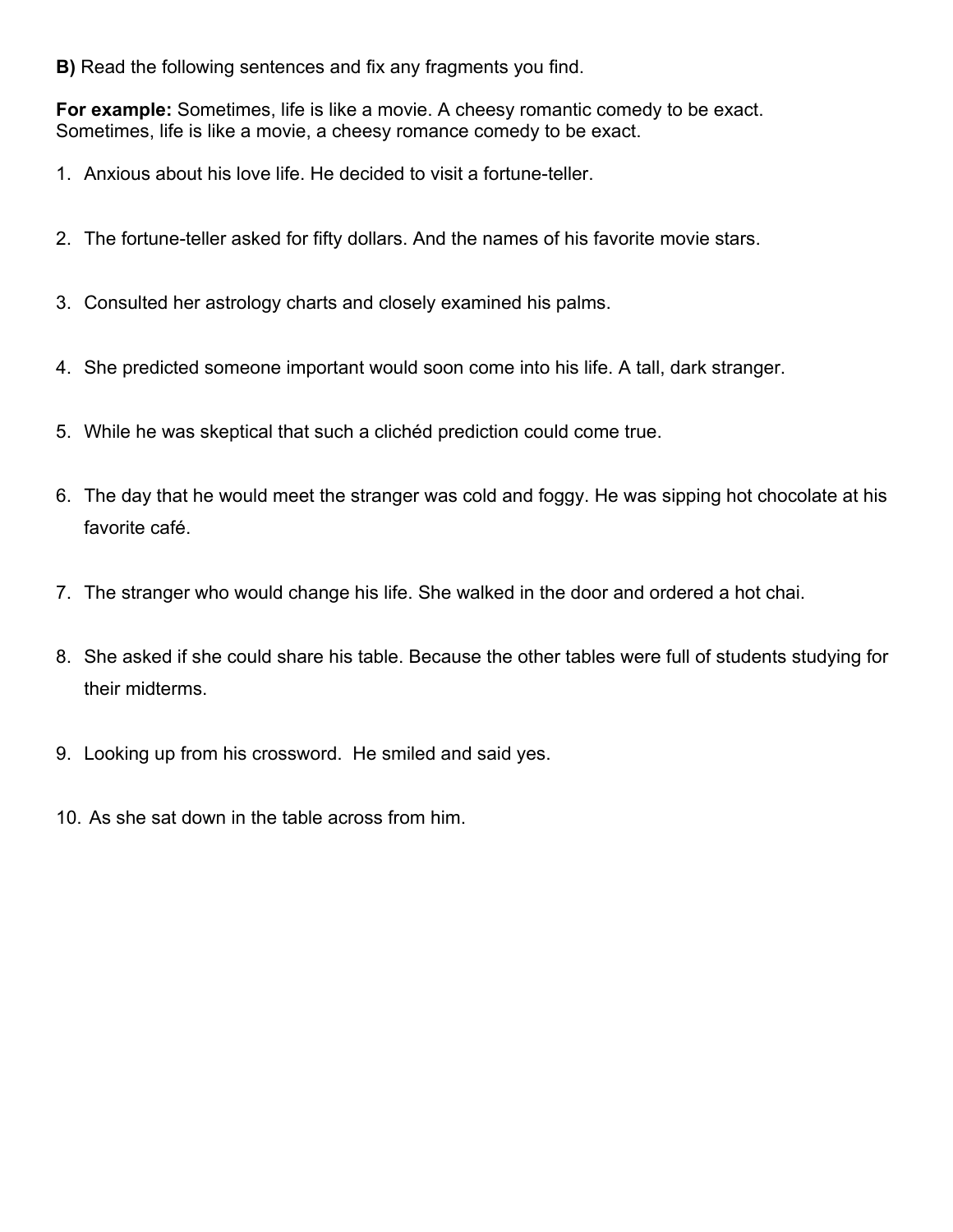**B)** Read the following sentences and fix any fragments you find.

**For example:** Sometimes, life is like a movie. A cheesy romantic comedy to be exact.
Sometimes, life is like a movie, a cheesy romance comedy to be exact.

1. Anxious about his love life. He decided to visit a fortune-teller.

2. The fortune-teller asked for fifty dollars. And the names of his favorite movie stars.

3. Consulted her astrology charts and closely examined his palms.

4. She predicted someone important would soon come into his life. A tall, dark stranger.

5. While he was skeptical that such a clichéd prediction could come true.

6. The day that he would meet the stranger was cold and foggy. He was sipping hot chocolate at his favorite café.

7. The stranger who would change his life. She walked in the door and ordered a hot chai.

8. She asked if she could share his table. Because the other tables were full of students studying for their midterms.

9. Looking up from his crossword.  He smiled and said yes.

10. As she sat down in the table across from him.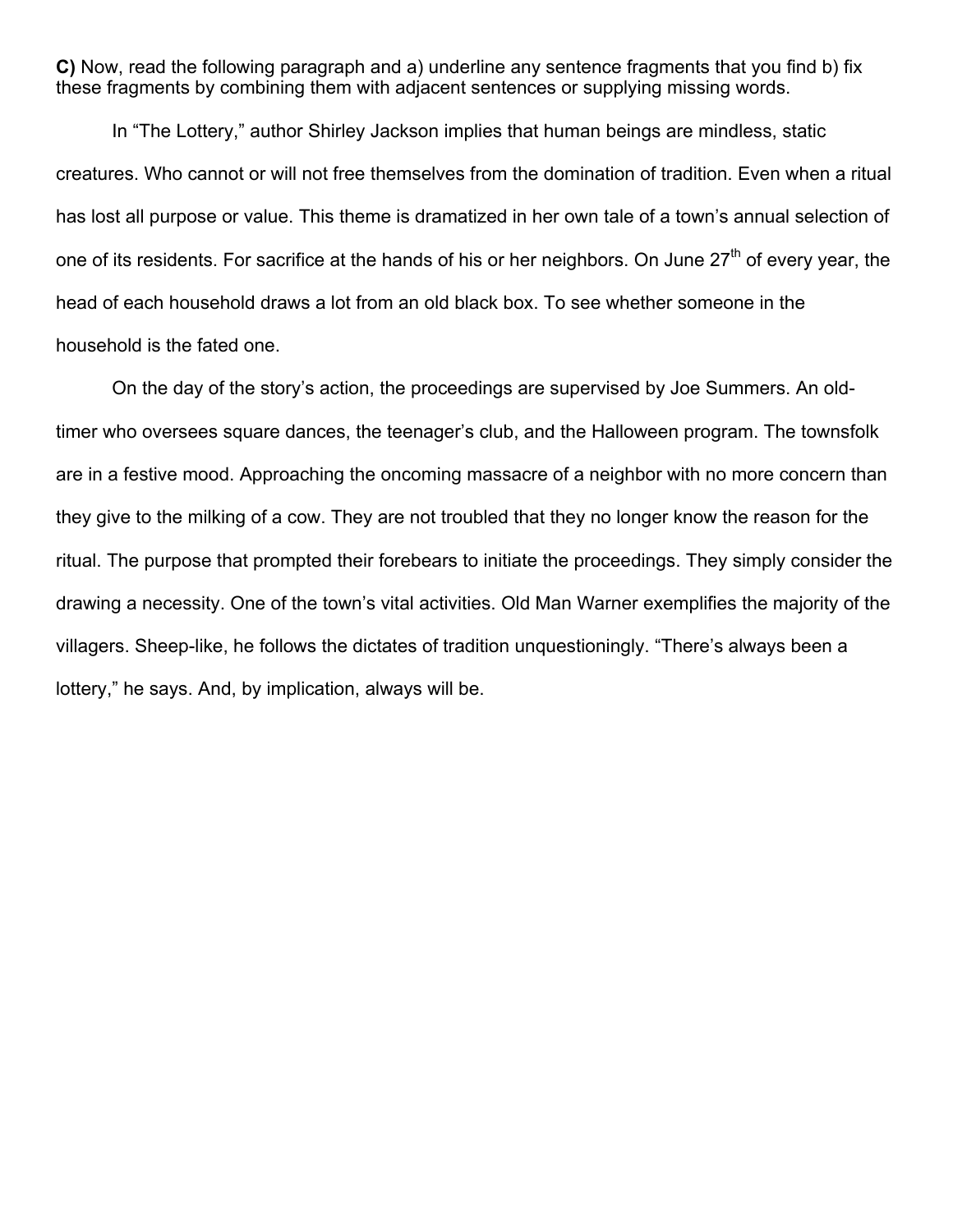**C)** Now, read the following paragraph and a) underline any sentence fragments that you find b) fix these fragments by combining them with adjacent sentences or supplying missing words.

In "The Lottery," author Shirley Jackson implies that human beings are mindless, static creatures. Who cannot or will not free themselves from the domination of tradition. Even when a ritual has lost all purpose or value. This theme is dramatized in her own tale of a town's annual selection of one of its residents. For sacrifice at the hands of his or her neighbors. On June 27th of every year, the head of each household draws a lot from an old black box. To see whether someone in the household is the fated one.

On the day of the story's action, the proceedings are supervised by Joe Summers. An old-timer who oversees square dances, the teenager's club, and the Halloween program. The townsfolk are in a festive mood. Approaching the oncoming massacre of a neighbor with no more concern than they give to the milking of a cow. They are not troubled that they no longer know the reason for the ritual. The purpose that prompted their forebears to initiate the proceedings. They simply consider the drawing a necessity. One of the town's vital activities. Old Man Warner exemplifies the majority of the villagers. Sheep-like, he follows the dictates of tradition unquestioningly. "There's always been a lottery," he says. And, by implication, always will be.